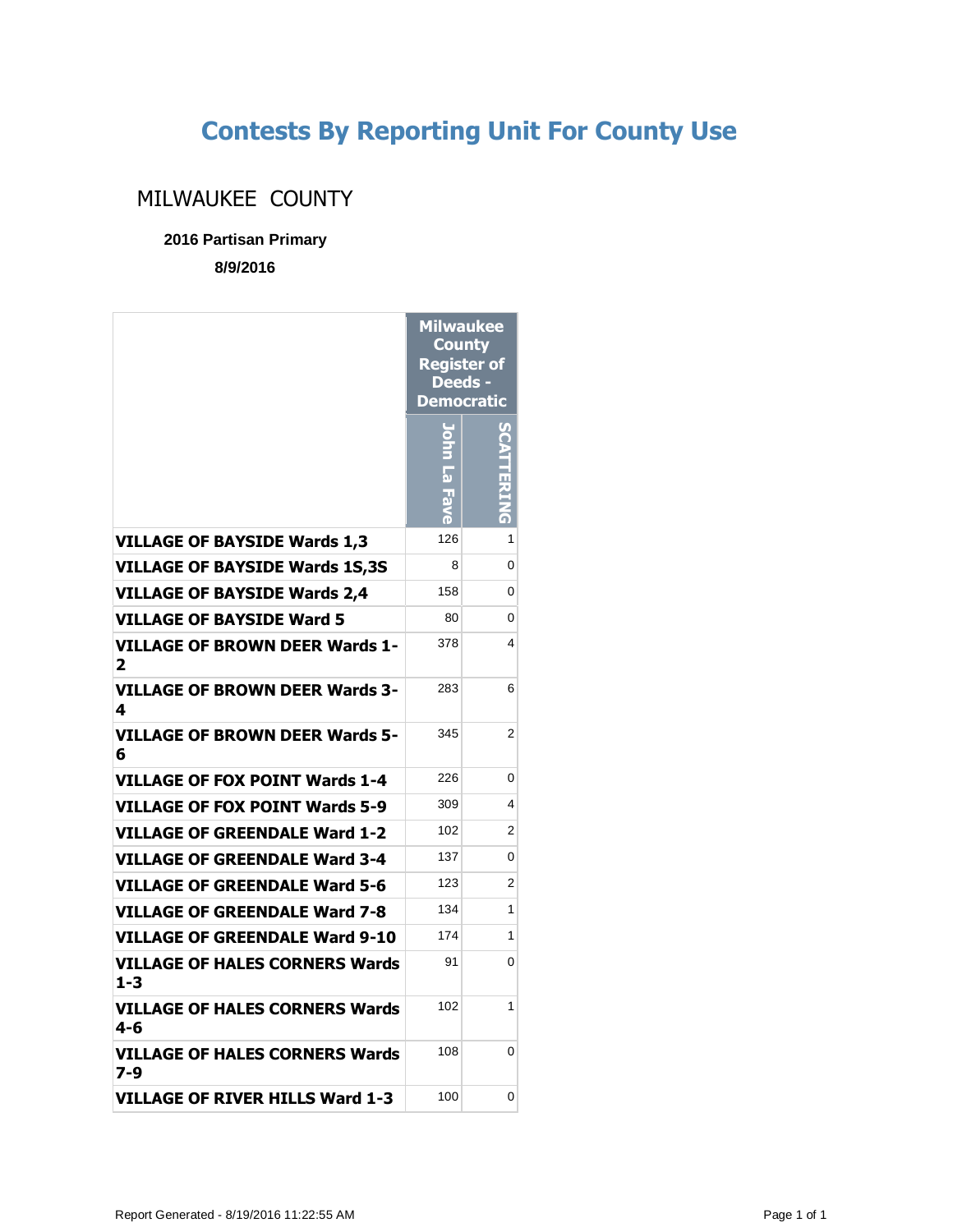# Contests By Reporting Unit For County Use

## MILWAUKEE COUNTY

**2016 Partisan Primary**

**8/9/2016**

| | Milwaukee County Register of Deeds - Democratic | |
|---|---|---|
| | John La Fave | SCATTERING |
| **VILLAGE OF BAYSIDE Wards 1,3** | 126 | 1 |
| **VILLAGE OF BAYSIDE Wards 1S,3S** | 8 | 0 |
| **VILLAGE OF BAYSIDE Wards 2,4** | 158 | 0 |
| **VILLAGE OF BAYSIDE Ward 5** | 80 | 0 |
| **VILLAGE OF BROWN DEER Wards 1-2** | 378 | 4 |
| **VILLAGE OF BROWN DEER Wards 3-4** | 283 | 6 |
| **VILLAGE OF BROWN DEER Wards 5-6** | 345 | 2 |
| **VILLAGE OF FOX POINT Wards 1-4** | 226 | 0 |
| **VILLAGE OF FOX POINT Wards 5-9** | 309 | 4 |
| **VILLAGE OF GREENDALE Ward 1-2** | 102 | 2 |
| **VILLAGE OF GREENDALE Ward 3-4** | 137 | 0 |
| **VILLAGE OF GREENDALE Ward 5-6** | 123 | 2 |
| **VILLAGE OF GREENDALE Ward 7-8** | 134 | 1 |
| **VILLAGE OF GREENDALE Ward 9-10** | 174 | 1 |
| **VILLAGE OF HALES CORNERS Wards 1-3** | 91 | 0 |
| **VILLAGE OF HALES CORNERS Wards 4-6** | 102 | 1 |
| **VILLAGE OF HALES CORNERS Wards 7-9** | 108 | 0 |
| **VILLAGE OF RIVER HILLS Ward 1-3** | 100 | 0 |

Report Generated - 8/19/2016 11:22:55 AM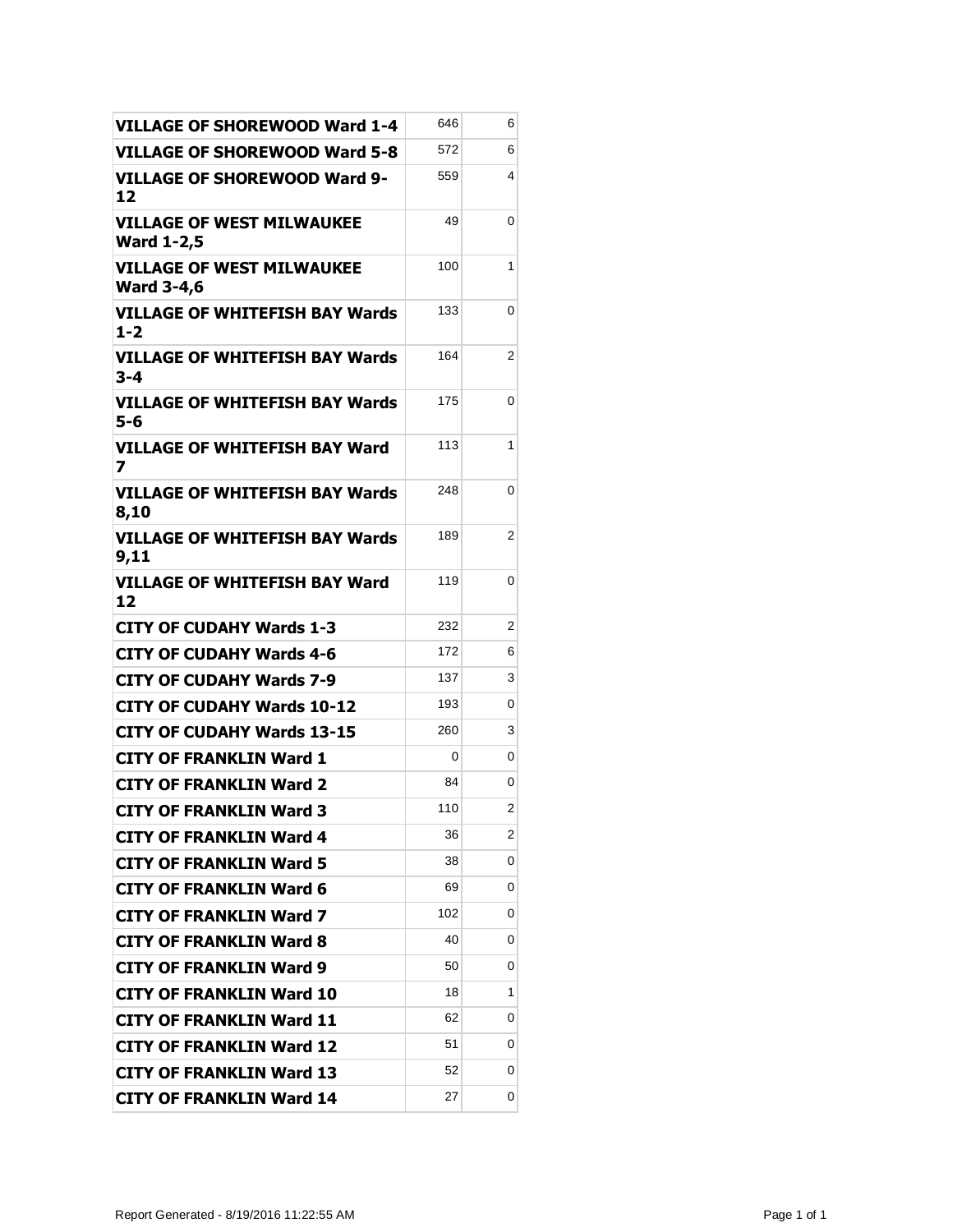| | | |
|---|---|---|
| **VILLAGE OF SHOREWOOD Ward 1-4** | 646 | 6 |
| **VILLAGE OF SHOREWOOD Ward 5-8** | 572 | 6 |
| **VILLAGE OF SHOREWOOD Ward 9-12** | 559 | 4 |
| **VILLAGE OF WEST MILWAUKEE Ward 1-2,5** | 49 | 0 |
| **VILLAGE OF WEST MILWAUKEE Ward 3-4,6** | 100 | 1 |
| **VILLAGE OF WHITEFISH BAY Wards 1-2** | 133 | 0 |
| **VILLAGE OF WHITEFISH BAY Wards 3-4** | 164 | 2 |
| **VILLAGE OF WHITEFISH BAY Wards 5-6** | 175 | 0 |
| **VILLAGE OF WHITEFISH BAY Ward 7** | 113 | 1 |
| **VILLAGE OF WHITEFISH BAY Wards 8,10** | 248 | 0 |
| **VILLAGE OF WHITEFISH BAY Wards 9,11** | 189 | 2 |
| **VILLAGE OF WHITEFISH BAY Ward 12** | 119 | 0 |
| **CITY OF CUDAHY Wards 1-3** | 232 | 2 |
| **CITY OF CUDAHY Wards 4-6** | 172 | 6 |
| **CITY OF CUDAHY Wards 7-9** | 137 | 3 |
| **CITY OF CUDAHY Wards 10-12** | 193 | 0 |
| **CITY OF CUDAHY Wards 13-15** | 260 | 3 |
| **CITY OF FRANKLIN Ward 1** | 0 | 0 |
| **CITY OF FRANKLIN Ward 2** | 84 | 0 |
| **CITY OF FRANKLIN Ward 3** | 110 | 2 |
| **CITY OF FRANKLIN Ward 4** | 36 | 2 |
| **CITY OF FRANKLIN Ward 5** | 38 | 0 |
| **CITY OF FRANKLIN Ward 6** | 69 | 0 |
| **CITY OF FRANKLIN Ward 7** | 102 | 0 |
| **CITY OF FRANKLIN Ward 8** | 40 | 0 |
| **CITY OF FRANKLIN Ward 9** | 50 | 0 |
| **CITY OF FRANKLIN Ward 10** | 18 | 1 |
| **CITY OF FRANKLIN Ward 11** | 62 | 0 |
| **CITY OF FRANKLIN Ward 12** | 51 | 0 |
| **CITY OF FRANKLIN Ward 13** | 52 | 0 |
| **CITY OF FRANKLIN Ward 14** | 27 | 0 |

Report Generated - 8/19/2016 11:22:55 AM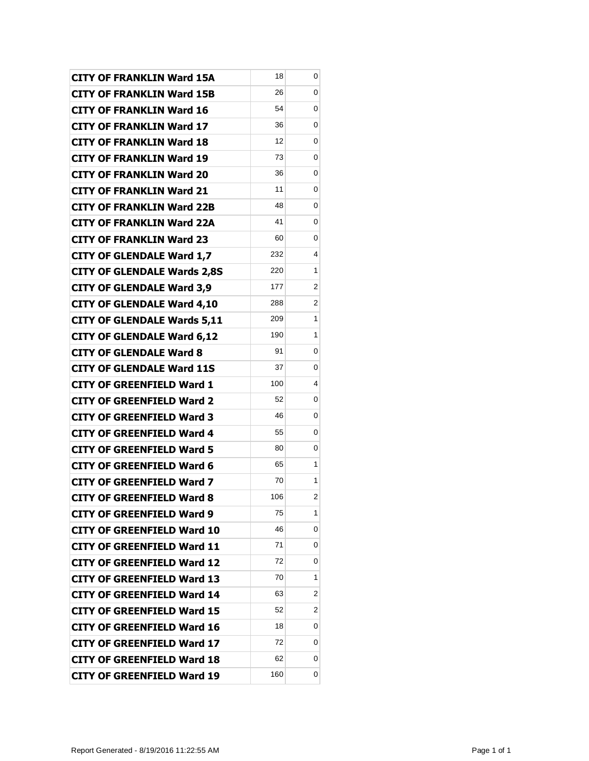| | | |
|---|---|---|
| **CITY OF FRANKLIN Ward 15A** | 18 | 0 |
| **CITY OF FRANKLIN Ward 15B** | 26 | 0 |
| **CITY OF FRANKLIN Ward 16** | 54 | 0 |
| **CITY OF FRANKLIN Ward 17** | 36 | 0 |
| **CITY OF FRANKLIN Ward 18** | 12 | 0 |
| **CITY OF FRANKLIN Ward 19** | 73 | 0 |
| **CITY OF FRANKLIN Ward 20** | 36 | 0 |
| **CITY OF FRANKLIN Ward 21** | 11 | 0 |
| **CITY OF FRANKLIN Ward 22B** | 48 | 0 |
| **CITY OF FRANKLIN Ward 22A** | 41 | 0 |
| **CITY OF FRANKLIN Ward 23** | 60 | 0 |
| **CITY OF GLENDALE Ward 1,7** | 232 | 4 |
| **CITY OF GLENDALE Wards 2,8S** | 220 | 1 |
| **CITY OF GLENDALE Ward 3,9** | 177 | 2 |
| **CITY OF GLENDALE Ward 4,10** | 288 | 2 |
| **CITY OF GLENDALE Wards 5,11** | 209 | 1 |
| **CITY OF GLENDALE Ward 6,12** | 190 | 1 |
| **CITY OF GLENDALE Ward 8** | 91 | 0 |
| **CITY OF GLENDALE Ward 11S** | 37 | 0 |
| **CITY OF GREENFIELD Ward 1** | 100 | 4 |
| **CITY OF GREENFIELD Ward 2** | 52 | 0 |
| **CITY OF GREENFIELD Ward 3** | 46 | 0 |
| **CITY OF GREENFIELD Ward 4** | 55 | 0 |
| **CITY OF GREENFIELD Ward 5** | 80 | 0 |
| **CITY OF GREENFIELD Ward 6** | 65 | 1 |
| **CITY OF GREENFIELD Ward 7** | 70 | 1 |
| **CITY OF GREENFIELD Ward 8** | 106 | 2 |
| **CITY OF GREENFIELD Ward 9** | 75 | 1 |
| **CITY OF GREENFIELD Ward 10** | 46 | 0 |
| **CITY OF GREENFIELD Ward 11** | 71 | 0 |
| **CITY OF GREENFIELD Ward 12** | 72 | 0 |
| **CITY OF GREENFIELD Ward 13** | 70 | 1 |
| **CITY OF GREENFIELD Ward 14** | 63 | 2 |
| **CITY OF GREENFIELD Ward 15** | 52 | 2 |
| **CITY OF GREENFIELD Ward 16** | 18 | 0 |
| **CITY OF GREENFIELD Ward 17** | 72 | 0 |
| **CITY OF GREENFIELD Ward 18** | 62 | 0 |
| **CITY OF GREENFIELD Ward 19** | 160 | 0 |

Report Generated - 8/19/2016 11:22:55 AM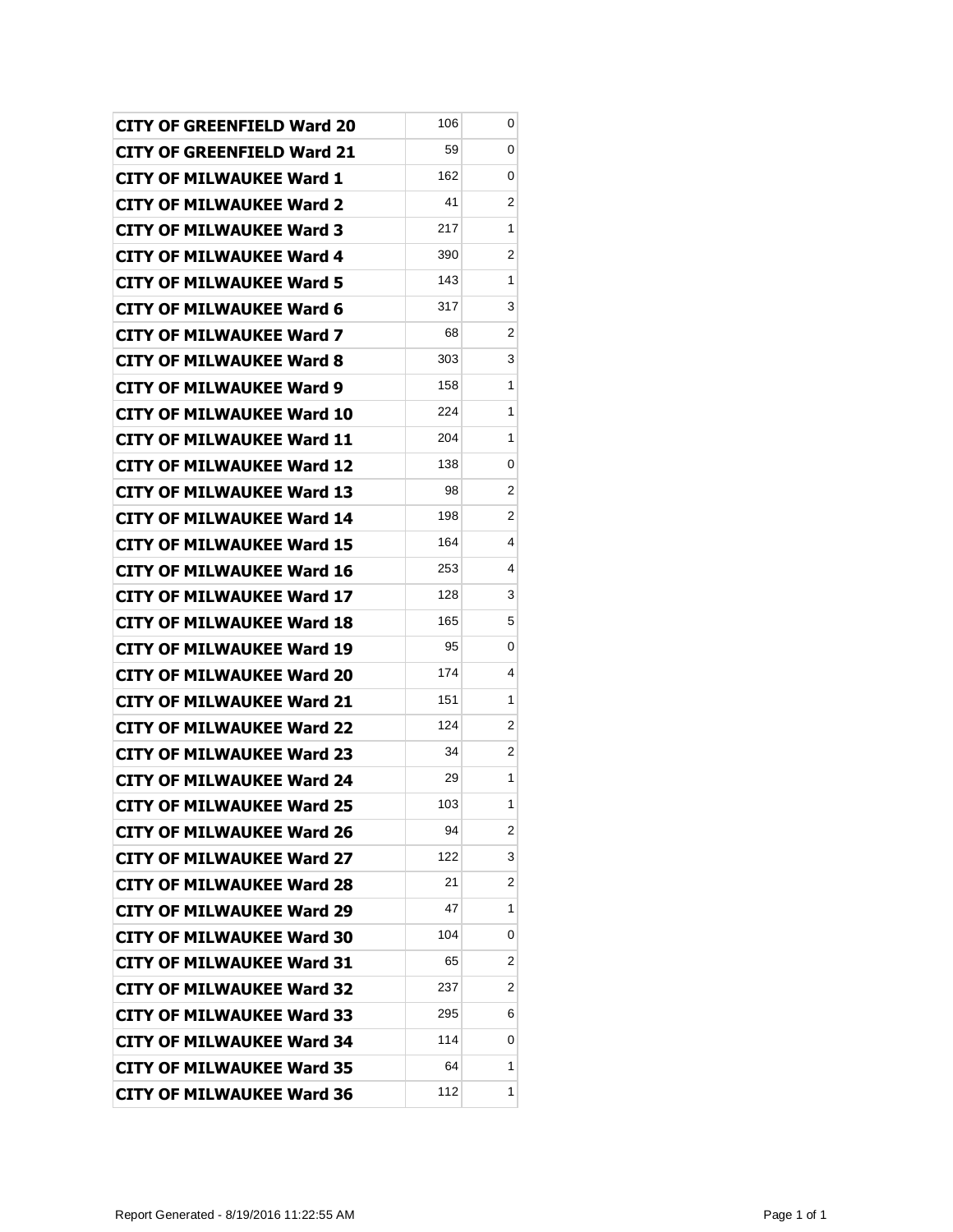| | | |
|---|---|---|
| **CITY OF GREENFIELD Ward 20** | 106 | 0 |
| **CITY OF GREENFIELD Ward 21** | 59 | 0 |
| **CITY OF MILWAUKEE Ward 1** | 162 | 0 |
| **CITY OF MILWAUKEE Ward 2** | 41 | 2 |
| **CITY OF MILWAUKEE Ward 3** | 217 | 1 |
| **CITY OF MILWAUKEE Ward 4** | 390 | 2 |
| **CITY OF MILWAUKEE Ward 5** | 143 | 1 |
| **CITY OF MILWAUKEE Ward 6** | 317 | 3 |
| **CITY OF MILWAUKEE Ward 7** | 68 | 2 |
| **CITY OF MILWAUKEE Ward 8** | 303 | 3 |
| **CITY OF MILWAUKEE Ward 9** | 158 | 1 |
| **CITY OF MILWAUKEE Ward 10** | 224 | 1 |
| **CITY OF MILWAUKEE Ward 11** | 204 | 1 |
| **CITY OF MILWAUKEE Ward 12** | 138 | 0 |
| **CITY OF MILWAUKEE Ward 13** | 98 | 2 |
| **CITY OF MILWAUKEE Ward 14** | 198 | 2 |
| **CITY OF MILWAUKEE Ward 15** | 164 | 4 |
| **CITY OF MILWAUKEE Ward 16** | 253 | 4 |
| **CITY OF MILWAUKEE Ward 17** | 128 | 3 |
| **CITY OF MILWAUKEE Ward 18** | 165 | 5 |
| **CITY OF MILWAUKEE Ward 19** | 95 | 0 |
| **CITY OF MILWAUKEE Ward 20** | 174 | 4 |
| **CITY OF MILWAUKEE Ward 21** | 151 | 1 |
| **CITY OF MILWAUKEE Ward 22** | 124 | 2 |
| **CITY OF MILWAUKEE Ward 23** | 34 | 2 |
| **CITY OF MILWAUKEE Ward 24** | 29 | 1 |
| **CITY OF MILWAUKEE Ward 25** | 103 | 1 |
| **CITY OF MILWAUKEE Ward 26** | 94 | 2 |
| **CITY OF MILWAUKEE Ward 27** | 122 | 3 |
| **CITY OF MILWAUKEE Ward 28** | 21 | 2 |
| **CITY OF MILWAUKEE Ward 29** | 47 | 1 |
| **CITY OF MILWAUKEE Ward 30** | 104 | 0 |
| **CITY OF MILWAUKEE Ward 31** | 65 | 2 |
| **CITY OF MILWAUKEE Ward 32** | 237 | 2 |
| **CITY OF MILWAUKEE Ward 33** | 295 | 6 |
| **CITY OF MILWAUKEE Ward 34** | 114 | 0 |
| **CITY OF MILWAUKEE Ward 35** | 64 | 1 |
| **CITY OF MILWAUKEE Ward 36** | 112 | 1 |

Report Generated - 8/19/2016 11:22:55 AM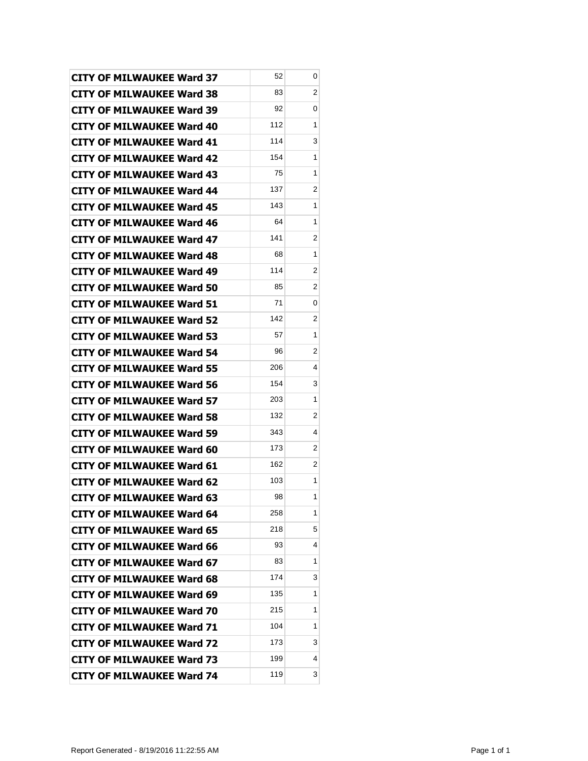| | | |
|---|---|---|
| **CITY OF MILWAUKEE Ward 37** | 52 | 0 |
| **CITY OF MILWAUKEE Ward 38** | 83 | 2 |
| **CITY OF MILWAUKEE Ward 39** | 92 | 0 |
| **CITY OF MILWAUKEE Ward 40** | 112 | 1 |
| **CITY OF MILWAUKEE Ward 41** | 114 | 3 |
| **CITY OF MILWAUKEE Ward 42** | 154 | 1 |
| **CITY OF MILWAUKEE Ward 43** | 75 | 1 |
| **CITY OF MILWAUKEE Ward 44** | 137 | 2 |
| **CITY OF MILWAUKEE Ward 45** | 143 | 1 |
| **CITY OF MILWAUKEE Ward 46** | 64 | 1 |
| **CITY OF MILWAUKEE Ward 47** | 141 | 2 |
| **CITY OF MILWAUKEE Ward 48** | 68 | 1 |
| **CITY OF MILWAUKEE Ward 49** | 114 | 2 |
| **CITY OF MILWAUKEE Ward 50** | 85 | 2 |
| **CITY OF MILWAUKEE Ward 51** | 71 | 0 |
| **CITY OF MILWAUKEE Ward 52** | 142 | 2 |
| **CITY OF MILWAUKEE Ward 53** | 57 | 1 |
| **CITY OF MILWAUKEE Ward 54** | 96 | 2 |
| **CITY OF MILWAUKEE Ward 55** | 206 | 4 |
| **CITY OF MILWAUKEE Ward 56** | 154 | 3 |
| **CITY OF MILWAUKEE Ward 57** | 203 | 1 |
| **CITY OF MILWAUKEE Ward 58** | 132 | 2 |
| **CITY OF MILWAUKEE Ward 59** | 343 | 4 |
| **CITY OF MILWAUKEE Ward 60** | 173 | 2 |
| **CITY OF MILWAUKEE Ward 61** | 162 | 2 |
| **CITY OF MILWAUKEE Ward 62** | 103 | 1 |
| **CITY OF MILWAUKEE Ward 63** | 98 | 1 |
| **CITY OF MILWAUKEE Ward 64** | 258 | 1 |
| **CITY OF MILWAUKEE Ward 65** | 218 | 5 |
| **CITY OF MILWAUKEE Ward 66** | 93 | 4 |
| **CITY OF MILWAUKEE Ward 67** | 83 | 1 |
| **CITY OF MILWAUKEE Ward 68** | 174 | 3 |
| **CITY OF MILWAUKEE Ward 69** | 135 | 1 |
| **CITY OF MILWAUKEE Ward 70** | 215 | 1 |
| **CITY OF MILWAUKEE Ward 71** | 104 | 1 |
| **CITY OF MILWAUKEE Ward 72** | 173 | 3 |
| **CITY OF MILWAUKEE Ward 73** | 199 | 4 |
| **CITY OF MILWAUKEE Ward 74** | 119 | 3 |

Report Generated - 8/19/2016 11:22:55 AM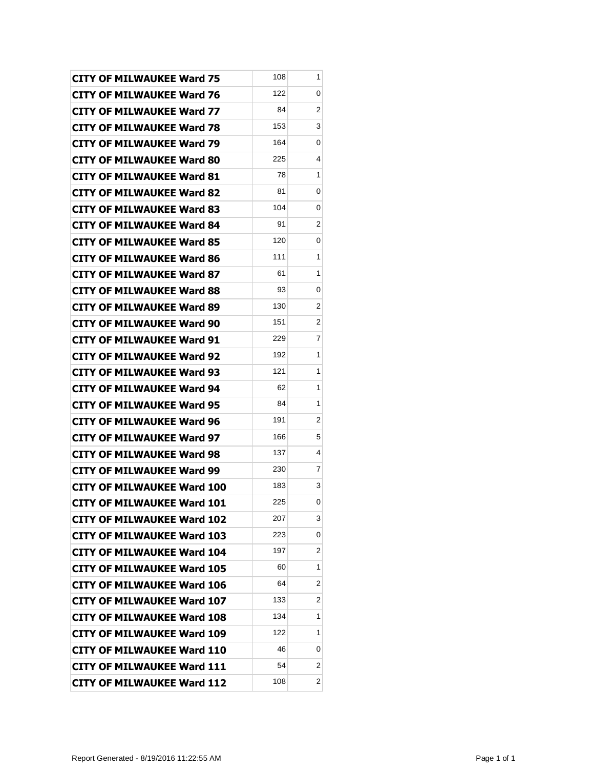| CITY OF MILWAUKEE Ward 75 | 108 | 1 |
|---|---|---|
| CITY OF MILWAUKEE Ward 76 | 122 | 0 |
| CITY OF MILWAUKEE Ward 77 | 84 | 2 |
| CITY OF MILWAUKEE Ward 78 | 153 | 3 |
| CITY OF MILWAUKEE Ward 79 | 164 | 0 |
| CITY OF MILWAUKEE Ward 80 | 225 | 4 |
| CITY OF MILWAUKEE Ward 81 | 78 | 1 |
| CITY OF MILWAUKEE Ward 82 | 81 | 0 |
| CITY OF MILWAUKEE Ward 83 | 104 | 0 |
| CITY OF MILWAUKEE Ward 84 | 91 | 2 |
| CITY OF MILWAUKEE Ward 85 | 120 | 0 |
| CITY OF MILWAUKEE Ward 86 | 111 | 1 |
| CITY OF MILWAUKEE Ward 87 | 61 | 1 |
| CITY OF MILWAUKEE Ward 88 | 93 | 0 |
| CITY OF MILWAUKEE Ward 89 | 130 | 2 |
| CITY OF MILWAUKEE Ward 90 | 151 | 2 |
| CITY OF MILWAUKEE Ward 91 | 229 | 7 |
| CITY OF MILWAUKEE Ward 92 | 192 | 1 |
| CITY OF MILWAUKEE Ward 93 | 121 | 1 |
| CITY OF MILWAUKEE Ward 94 | 62 | 1 |
| CITY OF MILWAUKEE Ward 95 | 84 | 1 |
| CITY OF MILWAUKEE Ward 96 | 191 | 2 |
| CITY OF MILWAUKEE Ward 97 | 166 | 5 |
| CITY OF MILWAUKEE Ward 98 | 137 | 4 |
| CITY OF MILWAUKEE Ward 99 | 230 | 7 |
| CITY OF MILWAUKEE Ward 100 | 183 | 3 |
| CITY OF MILWAUKEE Ward 101 | 225 | 0 |
| CITY OF MILWAUKEE Ward 102 | 207 | 3 |
| CITY OF MILWAUKEE Ward 103 | 223 | 0 |
| CITY OF MILWAUKEE Ward 104 | 197 | 2 |
| CITY OF MILWAUKEE Ward 105 | 60 | 1 |
| CITY OF MILWAUKEE Ward 106 | 64 | 2 |
| CITY OF MILWAUKEE Ward 107 | 133 | 2 |
| CITY OF MILWAUKEE Ward 108 | 134 | 1 |
| CITY OF MILWAUKEE Ward 109 | 122 | 1 |
| CITY OF MILWAUKEE Ward 110 | 46 | 0 |
| CITY OF MILWAUKEE Ward 111 | 54 | 2 |
| CITY OF MILWAUKEE Ward 112 | 108 | 2 |

Report Generated - 8/19/2016 11:22:55 AM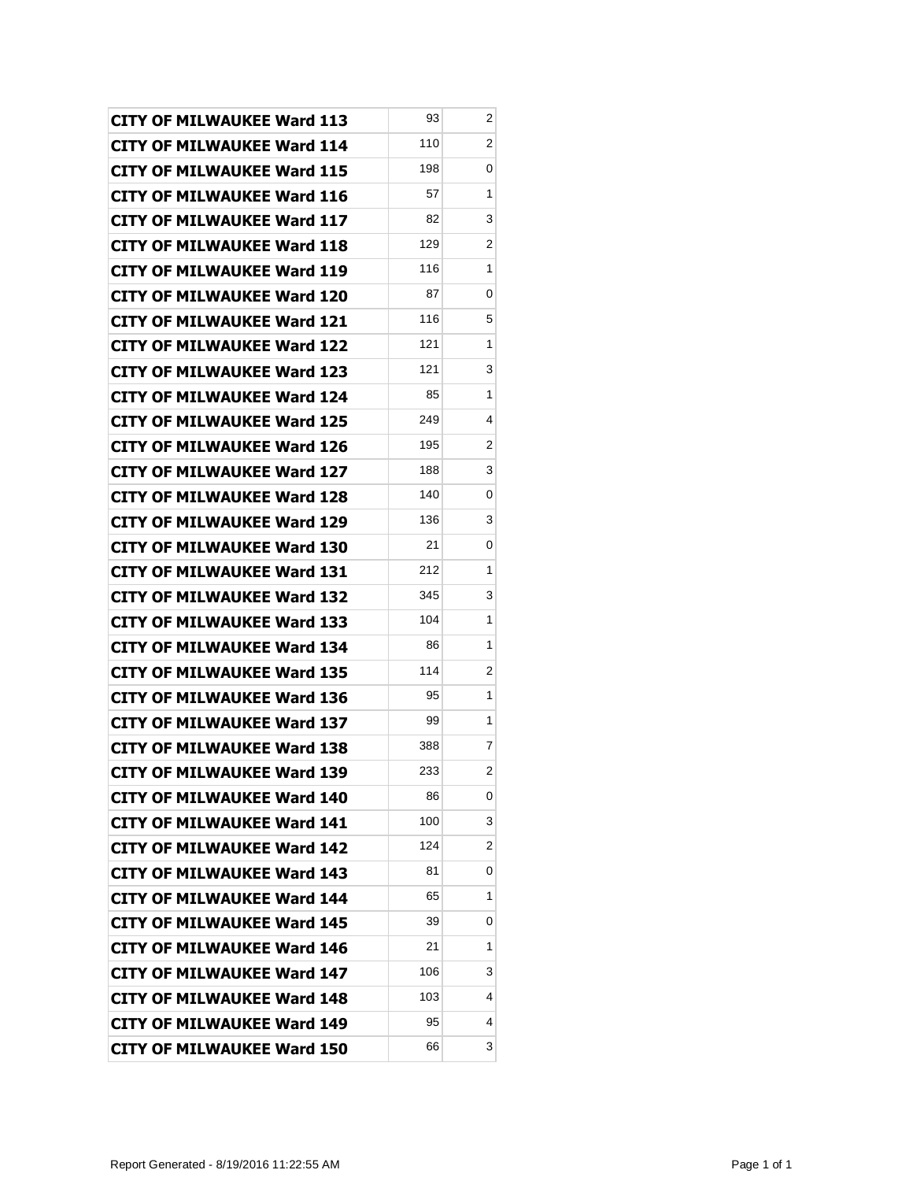| | | |
|---|---|---|
| **CITY OF MILWAUKEE Ward 113** | 93 | 2 |
| **CITY OF MILWAUKEE Ward 114** | 110 | 2 |
| **CITY OF MILWAUKEE Ward 115** | 198 | 0 |
| **CITY OF MILWAUKEE Ward 116** | 57 | 1 |
| **CITY OF MILWAUKEE Ward 117** | 82 | 3 |
| **CITY OF MILWAUKEE Ward 118** | 129 | 2 |
| **CITY OF MILWAUKEE Ward 119** | 116 | 1 |
| **CITY OF MILWAUKEE Ward 120** | 87 | 0 |
| **CITY OF MILWAUKEE Ward 121** | 116 | 5 |
| **CITY OF MILWAUKEE Ward 122** | 121 | 1 |
| **CITY OF MILWAUKEE Ward 123** | 121 | 3 |
| **CITY OF MILWAUKEE Ward 124** | 85 | 1 |
| **CITY OF MILWAUKEE Ward 125** | 249 | 4 |
| **CITY OF MILWAUKEE Ward 126** | 195 | 2 |
| **CITY OF MILWAUKEE Ward 127** | 188 | 3 |
| **CITY OF MILWAUKEE Ward 128** | 140 | 0 |
| **CITY OF MILWAUKEE Ward 129** | 136 | 3 |
| **CITY OF MILWAUKEE Ward 130** | 21 | 0 |
| **CITY OF MILWAUKEE Ward 131** | 212 | 1 |
| **CITY OF MILWAUKEE Ward 132** | 345 | 3 |
| **CITY OF MILWAUKEE Ward 133** | 104 | 1 |
| **CITY OF MILWAUKEE Ward 134** | 86 | 1 |
| **CITY OF MILWAUKEE Ward 135** | 114 | 2 |
| **CITY OF MILWAUKEE Ward 136** | 95 | 1 |
| **CITY OF MILWAUKEE Ward 137** | 99 | 1 |
| **CITY OF MILWAUKEE Ward 138** | 388 | 7 |
| **CITY OF MILWAUKEE Ward 139** | 233 | 2 |
| **CITY OF MILWAUKEE Ward 140** | 86 | 0 |
| **CITY OF MILWAUKEE Ward 141** | 100 | 3 |
| **CITY OF MILWAUKEE Ward 142** | 124 | 2 |
| **CITY OF MILWAUKEE Ward 143** | 81 | 0 |
| **CITY OF MILWAUKEE Ward 144** | 65 | 1 |
| **CITY OF MILWAUKEE Ward 145** | 39 | 0 |
| **CITY OF MILWAUKEE Ward 146** | 21 | 1 |
| **CITY OF MILWAUKEE Ward 147** | 106 | 3 |
| **CITY OF MILWAUKEE Ward 148** | 103 | 4 |
| **CITY OF MILWAUKEE Ward 149** | 95 | 4 |
| **CITY OF MILWAUKEE Ward 150** | 66 | 3 |

Report Generated - 8/19/2016 11:22:55 AM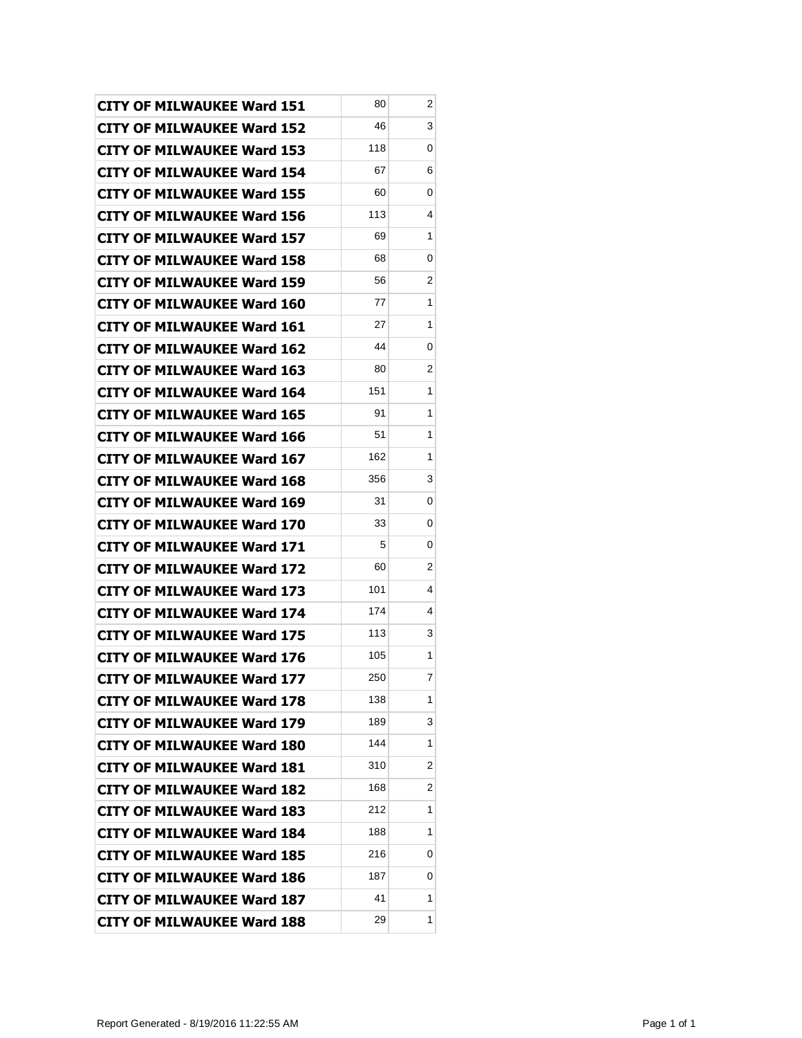| | | |
|---|---|---|
| CITY OF MILWAUKEE Ward 151 | 80 | 2 |
| CITY OF MILWAUKEE Ward 152 | 46 | 3 |
| CITY OF MILWAUKEE Ward 153 | 118 | 0 |
| CITY OF MILWAUKEE Ward 154 | 67 | 6 |
| CITY OF MILWAUKEE Ward 155 | 60 | 0 |
| CITY OF MILWAUKEE Ward 156 | 113 | 4 |
| CITY OF MILWAUKEE Ward 157 | 69 | 1 |
| CITY OF MILWAUKEE Ward 158 | 68 | 0 |
| CITY OF MILWAUKEE Ward 159 | 56 | 2 |
| CITY OF MILWAUKEE Ward 160 | 77 | 1 |
| CITY OF MILWAUKEE Ward 161 | 27 | 1 |
| CITY OF MILWAUKEE Ward 162 | 44 | 0 |
| CITY OF MILWAUKEE Ward 163 | 80 | 2 |
| CITY OF MILWAUKEE Ward 164 | 151 | 1 |
| CITY OF MILWAUKEE Ward 165 | 91 | 1 |
| CITY OF MILWAUKEE Ward 166 | 51 | 1 |
| CITY OF MILWAUKEE Ward 167 | 162 | 1 |
| CITY OF MILWAUKEE Ward 168 | 356 | 3 |
| CITY OF MILWAUKEE Ward 169 | 31 | 0 |
| CITY OF MILWAUKEE Ward 170 | 33 | 0 |
| CITY OF MILWAUKEE Ward 171 | 5 | 0 |
| CITY OF MILWAUKEE Ward 172 | 60 | 2 |
| CITY OF MILWAUKEE Ward 173 | 101 | 4 |
| CITY OF MILWAUKEE Ward 174 | 174 | 4 |
| CITY OF MILWAUKEE Ward 175 | 113 | 3 |
| CITY OF MILWAUKEE Ward 176 | 105 | 1 |
| CITY OF MILWAUKEE Ward 177 | 250 | 7 |
| CITY OF MILWAUKEE Ward 178 | 138 | 1 |
| CITY OF MILWAUKEE Ward 179 | 189 | 3 |
| CITY OF MILWAUKEE Ward 180 | 144 | 1 |
| CITY OF MILWAUKEE Ward 181 | 310 | 2 |
| CITY OF MILWAUKEE Ward 182 | 168 | 2 |
| CITY OF MILWAUKEE Ward 183 | 212 | 1 |
| CITY OF MILWAUKEE Ward 184 | 188 | 1 |
| CITY OF MILWAUKEE Ward 185 | 216 | 0 |
| CITY OF MILWAUKEE Ward 186 | 187 | 0 |
| CITY OF MILWAUKEE Ward 187 | 41 | 1 |
| CITY OF MILWAUKEE Ward 188 | 29 | 1 |

Report Generated - 8/19/2016 11:22:55 AM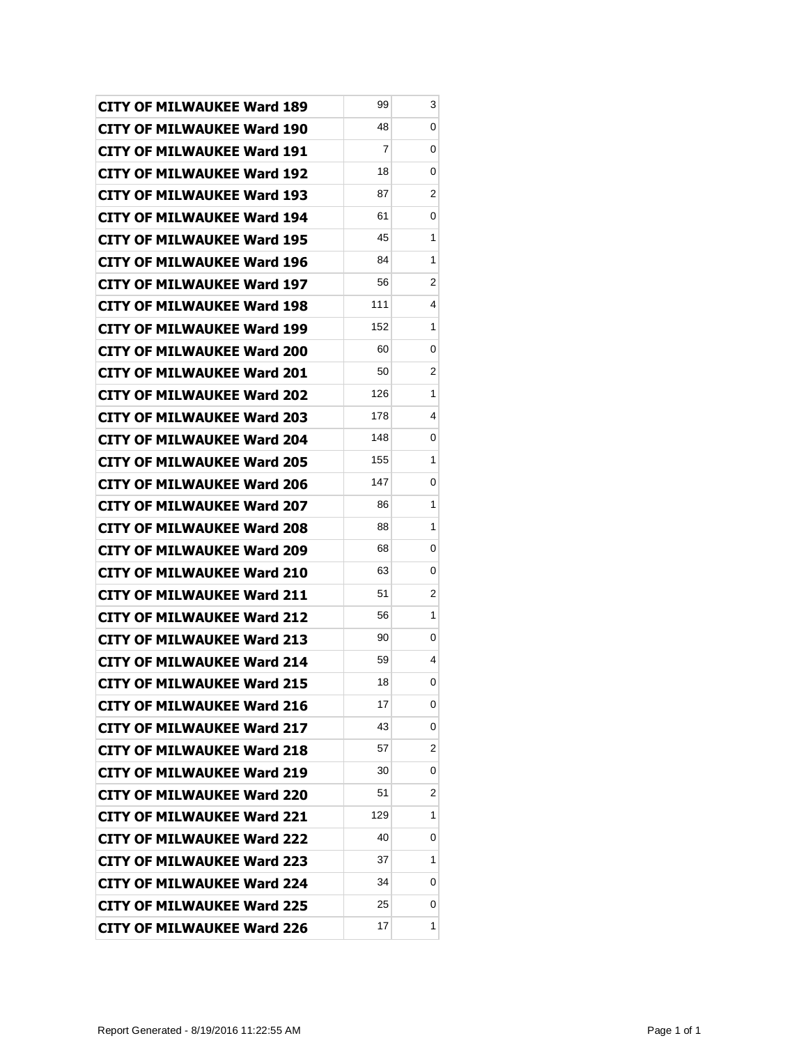| | | |
|---|---|---|
| **CITY OF MILWAUKEE Ward 189** | 99 | 3 |
| **CITY OF MILWAUKEE Ward 190** | 48 | 0 |
| **CITY OF MILWAUKEE Ward 191** | 7 | 0 |
| **CITY OF MILWAUKEE Ward 192** | 18 | 0 |
| **CITY OF MILWAUKEE Ward 193** | 87 | 2 |
| **CITY OF MILWAUKEE Ward 194** | 61 | 0 |
| **CITY OF MILWAUKEE Ward 195** | 45 | 1 |
| **CITY OF MILWAUKEE Ward 196** | 84 | 1 |
| **CITY OF MILWAUKEE Ward 197** | 56 | 2 |
| **CITY OF MILWAUKEE Ward 198** | 111 | 4 |
| **CITY OF MILWAUKEE Ward 199** | 152 | 1 |
| **CITY OF MILWAUKEE Ward 200** | 60 | 0 |
| **CITY OF MILWAUKEE Ward 201** | 50 | 2 |
| **CITY OF MILWAUKEE Ward 202** | 126 | 1 |
| **CITY OF MILWAUKEE Ward 203** | 178 | 4 |
| **CITY OF MILWAUKEE Ward 204** | 148 | 0 |
| **CITY OF MILWAUKEE Ward 205** | 155 | 1 |
| **CITY OF MILWAUKEE Ward 206** | 147 | 0 |
| **CITY OF MILWAUKEE Ward 207** | 86 | 1 |
| **CITY OF MILWAUKEE Ward 208** | 88 | 1 |
| **CITY OF MILWAUKEE Ward 209** | 68 | 0 |
| **CITY OF MILWAUKEE Ward 210** | 63 | 0 |
| **CITY OF MILWAUKEE Ward 211** | 51 | 2 |
| **CITY OF MILWAUKEE Ward 212** | 56 | 1 |
| **CITY OF MILWAUKEE Ward 213** | 90 | 0 |
| **CITY OF MILWAUKEE Ward 214** | 59 | 4 |
| **CITY OF MILWAUKEE Ward 215** | 18 | 0 |
| **CITY OF MILWAUKEE Ward 216** | 17 | 0 |
| **CITY OF MILWAUKEE Ward 217** | 43 | 0 |
| **CITY OF MILWAUKEE Ward 218** | 57 | 2 |
| **CITY OF MILWAUKEE Ward 219** | 30 | 0 |
| **CITY OF MILWAUKEE Ward 220** | 51 | 2 |
| **CITY OF MILWAUKEE Ward 221** | 129 | 1 |
| **CITY OF MILWAUKEE Ward 222** | 40 | 0 |
| **CITY OF MILWAUKEE Ward 223** | 37 | 1 |
| **CITY OF MILWAUKEE Ward 224** | 34 | 0 |
| **CITY OF MILWAUKEE Ward 225** | 25 | 0 |
| **CITY OF MILWAUKEE Ward 226** | 17 | 1 |

Report Generated - 8/19/2016 11:22:55 AM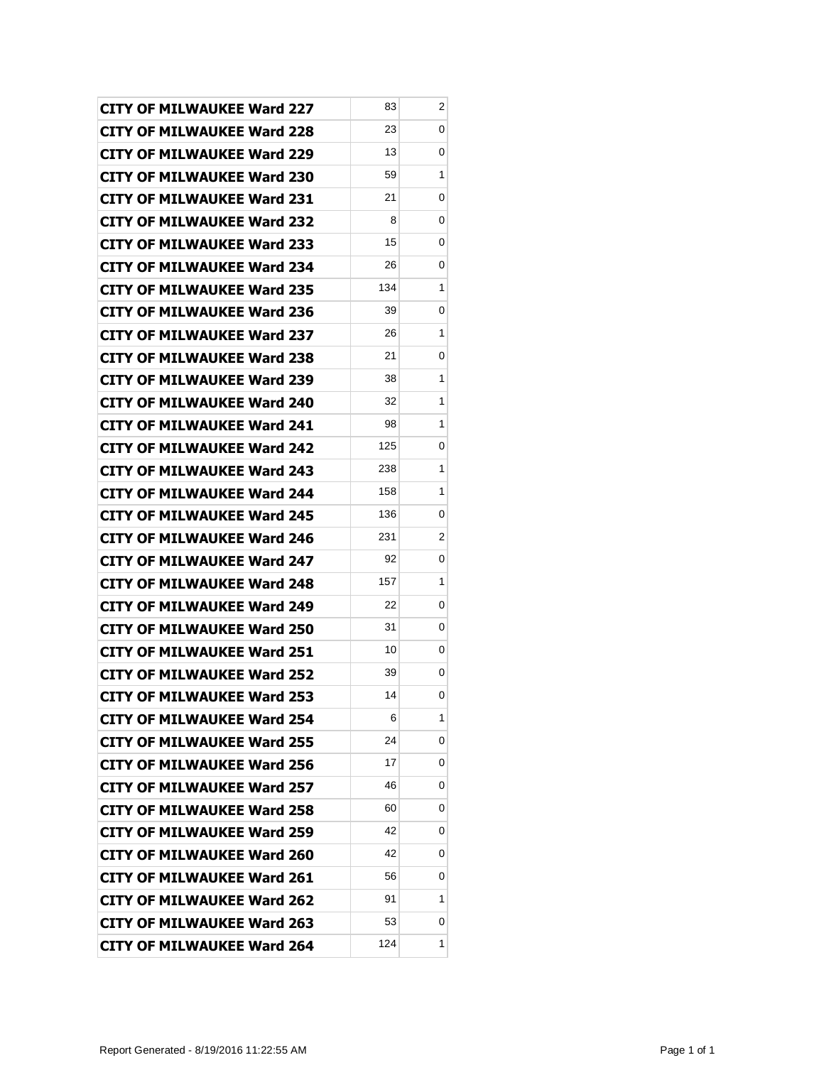| | | |
|---|---|---|
| **CITY OF MILWAUKEE Ward 227** | 83 | 2 |
| **CITY OF MILWAUKEE Ward 228** | 23 | 0 |
| **CITY OF MILWAUKEE Ward 229** | 13 | 0 |
| **CITY OF MILWAUKEE Ward 230** | 59 | 1 |
| **CITY OF MILWAUKEE Ward 231** | 21 | 0 |
| **CITY OF MILWAUKEE Ward 232** | 8 | 0 |
| **CITY OF MILWAUKEE Ward 233** | 15 | 0 |
| **CITY OF MILWAUKEE Ward 234** | 26 | 0 |
| **CITY OF MILWAUKEE Ward 235** | 134 | 1 |
| **CITY OF MILWAUKEE Ward 236** | 39 | 0 |
| **CITY OF MILWAUKEE Ward 237** | 26 | 1 |
| **CITY OF MILWAUKEE Ward 238** | 21 | 0 |
| **CITY OF MILWAUKEE Ward 239** | 38 | 1 |
| **CITY OF MILWAUKEE Ward 240** | 32 | 1 |
| **CITY OF MILWAUKEE Ward 241** | 98 | 1 |
| **CITY OF MILWAUKEE Ward 242** | 125 | 0 |
| **CITY OF MILWAUKEE Ward 243** | 238 | 1 |
| **CITY OF MILWAUKEE Ward 244** | 158 | 1 |
| **CITY OF MILWAUKEE Ward 245** | 136 | 0 |
| **CITY OF MILWAUKEE Ward 246** | 231 | 2 |
| **CITY OF MILWAUKEE Ward 247** | 92 | 0 |
| **CITY OF MILWAUKEE Ward 248** | 157 | 1 |
| **CITY OF MILWAUKEE Ward 249** | 22 | 0 |
| **CITY OF MILWAUKEE Ward 250** | 31 | 0 |
| **CITY OF MILWAUKEE Ward 251** | 10 | 0 |
| **CITY OF MILWAUKEE Ward 252** | 39 | 0 |
| **CITY OF MILWAUKEE Ward 253** | 14 | 0 |
| **CITY OF MILWAUKEE Ward 254** | 6 | 1 |
| **CITY OF MILWAUKEE Ward 255** | 24 | 0 |
| **CITY OF MILWAUKEE Ward 256** | 17 | 0 |
| **CITY OF MILWAUKEE Ward 257** | 46 | 0 |
| **CITY OF MILWAUKEE Ward 258** | 60 | 0 |
| **CITY OF MILWAUKEE Ward 259** | 42 | 0 |
| **CITY OF MILWAUKEE Ward 260** | 42 | 0 |
| **CITY OF MILWAUKEE Ward 261** | 56 | 0 |
| **CITY OF MILWAUKEE Ward 262** | 91 | 1 |
| **CITY OF MILWAUKEE Ward 263** | 53 | 0 |
| **CITY OF MILWAUKEE Ward 264** | 124 | 1 |

Report Generated - 8/19/2016 11:22:55 AM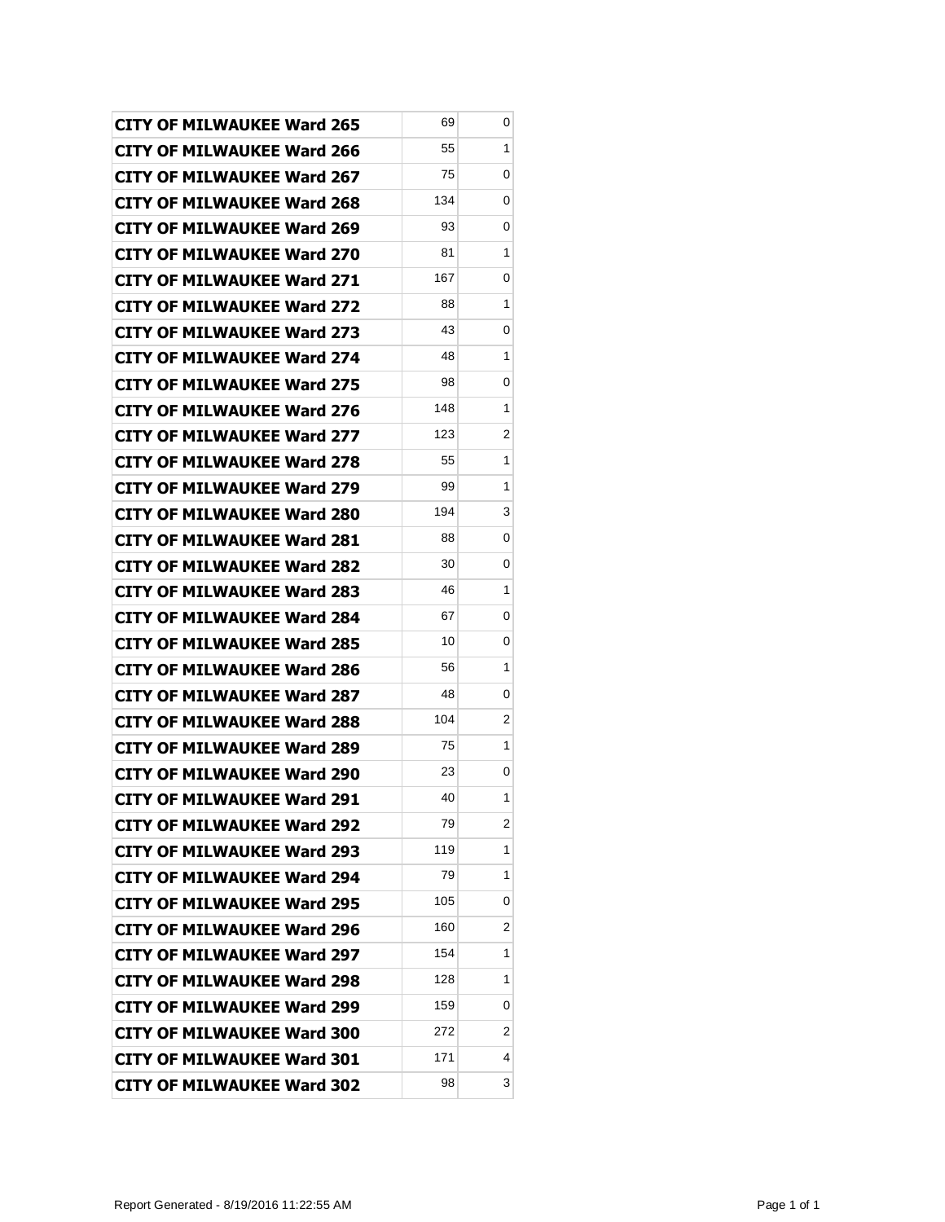| | | |
|---|---|---|
| **CITY OF MILWAUKEE Ward 265** | 69 | 0 |
| **CITY OF MILWAUKEE Ward 266** | 55 | 1 |
| **CITY OF MILWAUKEE Ward 267** | 75 | 0 |
| **CITY OF MILWAUKEE Ward 268** | 134 | 0 |
| **CITY OF MILWAUKEE Ward 269** | 93 | 0 |
| **CITY OF MILWAUKEE Ward 270** | 81 | 1 |
| **CITY OF MILWAUKEE Ward 271** | 167 | 0 |
| **CITY OF MILWAUKEE Ward 272** | 88 | 1 |
| **CITY OF MILWAUKEE Ward 273** | 43 | 0 |
| **CITY OF MILWAUKEE Ward 274** | 48 | 1 |
| **CITY OF MILWAUKEE Ward 275** | 98 | 0 |
| **CITY OF MILWAUKEE Ward 276** | 148 | 1 |
| **CITY OF MILWAUKEE Ward 277** | 123 | 2 |
| **CITY OF MILWAUKEE Ward 278** | 55 | 1 |
| **CITY OF MILWAUKEE Ward 279** | 99 | 1 |
| **CITY OF MILWAUKEE Ward 280** | 194 | 3 |
| **CITY OF MILWAUKEE Ward 281** | 88 | 0 |
| **CITY OF MILWAUKEE Ward 282** | 30 | 0 |
| **CITY OF MILWAUKEE Ward 283** | 46 | 1 |
| **CITY OF MILWAUKEE Ward 284** | 67 | 0 |
| **CITY OF MILWAUKEE Ward 285** | 10 | 0 |
| **CITY OF MILWAUKEE Ward 286** | 56 | 1 |
| **CITY OF MILWAUKEE Ward 287** | 48 | 0 |
| **CITY OF MILWAUKEE Ward 288** | 104 | 2 |
| **CITY OF MILWAUKEE Ward 289** | 75 | 1 |
| **CITY OF MILWAUKEE Ward 290** | 23 | 0 |
| **CITY OF MILWAUKEE Ward 291** | 40 | 1 |
| **CITY OF MILWAUKEE Ward 292** | 79 | 2 |
| **CITY OF MILWAUKEE Ward 293** | 119 | 1 |
| **CITY OF MILWAUKEE Ward 294** | 79 | 1 |
| **CITY OF MILWAUKEE Ward 295** | 105 | 0 |
| **CITY OF MILWAUKEE Ward 296** | 160 | 2 |
| **CITY OF MILWAUKEE Ward 297** | 154 | 1 |
| **CITY OF MILWAUKEE Ward 298** | 128 | 1 |
| **CITY OF MILWAUKEE Ward 299** | 159 | 0 |
| **CITY OF MILWAUKEE Ward 300** | 272 | 2 |
| **CITY OF MILWAUKEE Ward 301** | 171 | 4 |
| **CITY OF MILWAUKEE Ward 302** | 98 | 3 |

Report Generated - 8/19/2016 11:22:55 AM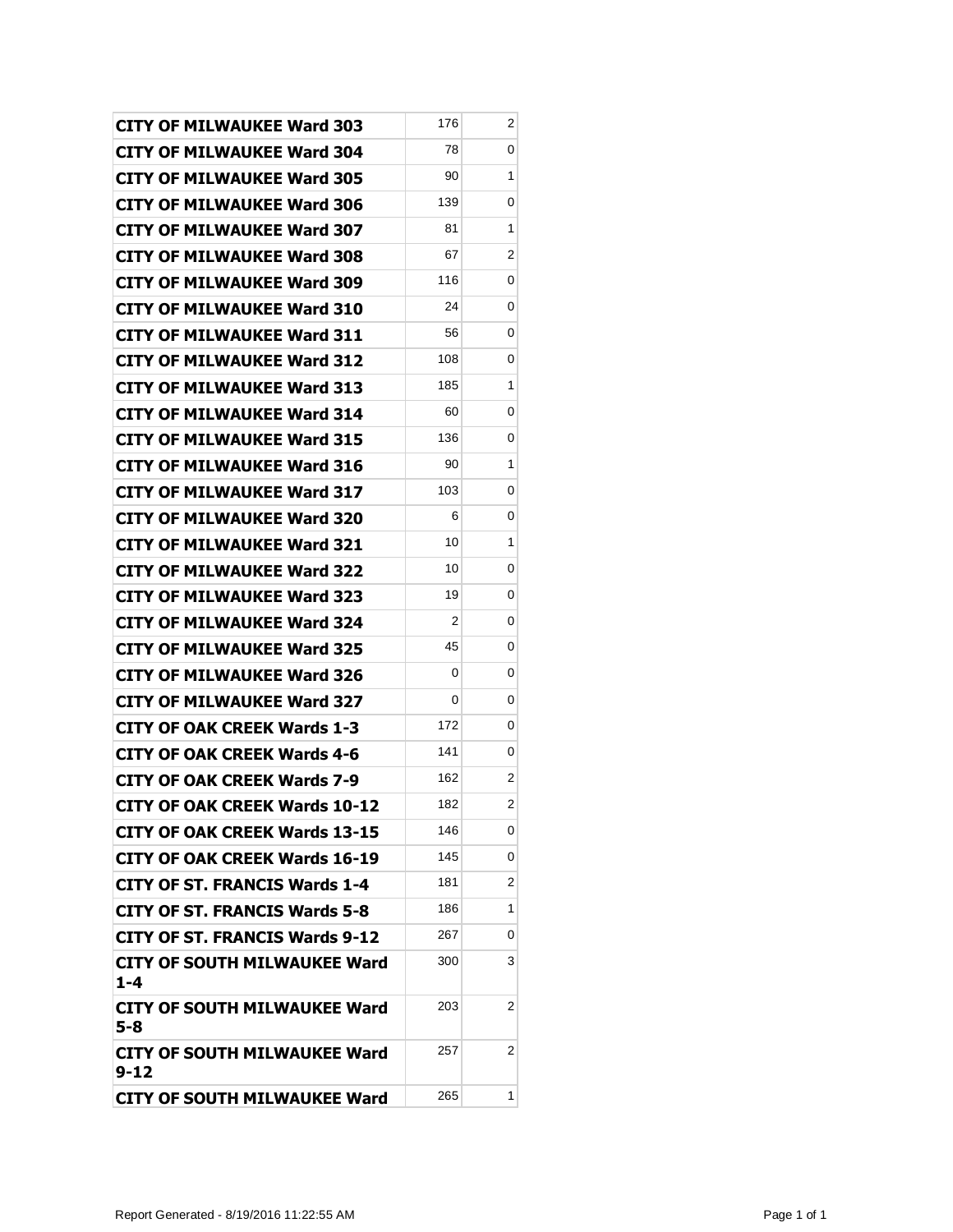| | | |
|---|---|---|
| **CITY OF MILWAUKEE Ward 303** | 176 | 2 |
| **CITY OF MILWAUKEE Ward 304** | 78 | 0 |
| **CITY OF MILWAUKEE Ward 305** | 90 | 1 |
| **CITY OF MILWAUKEE Ward 306** | 139 | 0 |
| **CITY OF MILWAUKEE Ward 307** | 81 | 1 |
| **CITY OF MILWAUKEE Ward 308** | 67 | 2 |
| **CITY OF MILWAUKEE Ward 309** | 116 | 0 |
| **CITY OF MILWAUKEE Ward 310** | 24 | 0 |
| **CITY OF MILWAUKEE Ward 311** | 56 | 0 |
| **CITY OF MILWAUKEE Ward 312** | 108 | 0 |
| **CITY OF MILWAUKEE Ward 313** | 185 | 1 |
| **CITY OF MILWAUKEE Ward 314** | 60 | 0 |
| **CITY OF MILWAUKEE Ward 315** | 136 | 0 |
| **CITY OF MILWAUKEE Ward 316** | 90 | 1 |
| **CITY OF MILWAUKEE Ward 317** | 103 | 0 |
| **CITY OF MILWAUKEE Ward 320** | 6 | 0 |
| **CITY OF MILWAUKEE Ward 321** | 10 | 1 |
| **CITY OF MILWAUKEE Ward 322** | 10 | 0 |
| **CITY OF MILWAUKEE Ward 323** | 19 | 0 |
| **CITY OF MILWAUKEE Ward 324** | 2 | 0 |
| **CITY OF MILWAUKEE Ward 325** | 45 | 0 |
| **CITY OF MILWAUKEE Ward 326** | 0 | 0 |
| **CITY OF MILWAUKEE Ward 327** | 0 | 0 |
| **CITY OF OAK CREEK Wards 1-3** | 172 | 0 |
| **CITY OF OAK CREEK Wards 4-6** | 141 | 0 |
| **CITY OF OAK CREEK Wards 7-9** | 162 | 2 |
| **CITY OF OAK CREEK Wards 10-12** | 182 | 2 |
| **CITY OF OAK CREEK Wards 13-15** | 146 | 0 |
| **CITY OF OAK CREEK Wards 16-19** | 145 | 0 |
| **CITY OF ST. FRANCIS Wards 1-4** | 181 | 2 |
| **CITY OF ST. FRANCIS Wards 5-8** | 186 | 1 |
| **CITY OF ST. FRANCIS Wards 9-12** | 267 | 0 |
| **CITY OF SOUTH MILWAUKEE Ward 1-4** | 300 | 3 |
| **CITY OF SOUTH MILWAUKEE Ward 5-8** | 203 | 2 |
| **CITY OF SOUTH MILWAUKEE Ward 9-12** | 257 | 2 |
| **CITY OF SOUTH MILWAUKEE Ward** | 265 | 1 |

Report Generated - 8/19/2016 11:22:55 AM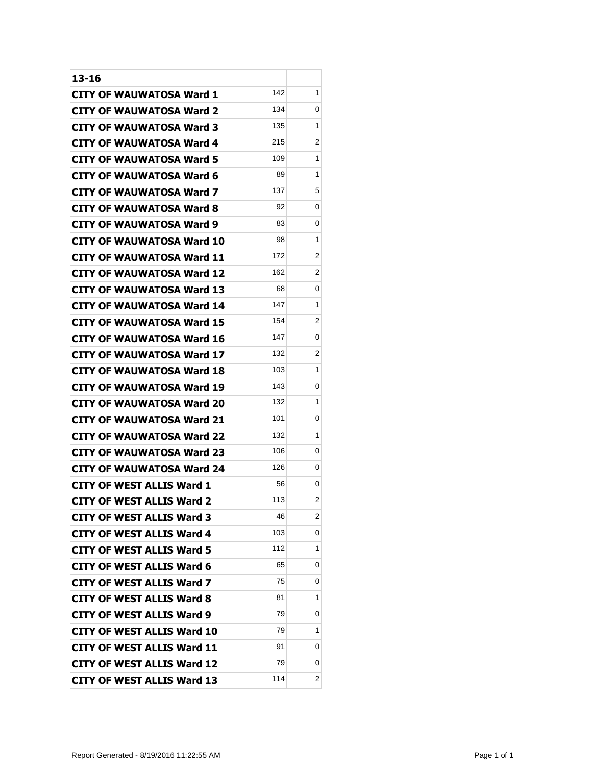| 13-16 | | |
|---|---|---|
| CITY OF WAUWATOSA Ward 1 | 142 | 1 |
| CITY OF WAUWATOSA Ward 2 | 134 | 0 |
| CITY OF WAUWATOSA Ward 3 | 135 | 1 |
| CITY OF WAUWATOSA Ward 4 | 215 | 2 |
| CITY OF WAUWATOSA Ward 5 | 109 | 1 |
| CITY OF WAUWATOSA Ward 6 | 89 | 1 |
| CITY OF WAUWATOSA Ward 7 | 137 | 5 |
| CITY OF WAUWATOSA Ward 8 | 92 | 0 |
| CITY OF WAUWATOSA Ward 9 | 83 | 0 |
| CITY OF WAUWATOSA Ward 10 | 98 | 1 |
| CITY OF WAUWATOSA Ward 11 | 172 | 2 |
| CITY OF WAUWATOSA Ward 12 | 162 | 2 |
| CITY OF WAUWATOSA Ward 13 | 68 | 0 |
| CITY OF WAUWATOSA Ward 14 | 147 | 1 |
| CITY OF WAUWATOSA Ward 15 | 154 | 2 |
| CITY OF WAUWATOSA Ward 16 | 147 | 0 |
| CITY OF WAUWATOSA Ward 17 | 132 | 2 |
| CITY OF WAUWATOSA Ward 18 | 103 | 1 |
| CITY OF WAUWATOSA Ward 19 | 143 | 0 |
| CITY OF WAUWATOSA Ward 20 | 132 | 1 |
| CITY OF WAUWATOSA Ward 21 | 101 | 0 |
| CITY OF WAUWATOSA Ward 22 | 132 | 1 |
| CITY OF WAUWATOSA Ward 23 | 106 | 0 |
| CITY OF WAUWATOSA Ward 24 | 126 | 0 |
| CITY OF WEST ALLIS Ward 1 | 56 | 0 |
| CITY OF WEST ALLIS Ward 2 | 113 | 2 |
| CITY OF WEST ALLIS Ward 3 | 46 | 2 |
| CITY OF WEST ALLIS Ward 4 | 103 | 0 |
| CITY OF WEST ALLIS Ward 5 | 112 | 1 |
| CITY OF WEST ALLIS Ward 6 | 65 | 0 |
| CITY OF WEST ALLIS Ward 7 | 75 | 0 |
| CITY OF WEST ALLIS Ward 8 | 81 | 1 |
| CITY OF WEST ALLIS Ward 9 | 79 | 0 |
| CITY OF WEST ALLIS Ward 10 | 79 | 1 |
| CITY OF WEST ALLIS Ward 11 | 91 | 0 |
| CITY OF WEST ALLIS Ward 12 | 79 | 0 |
| CITY OF WEST ALLIS Ward 13 | 114 | 2 |

Report Generated - 8/19/2016 11:22:55 AM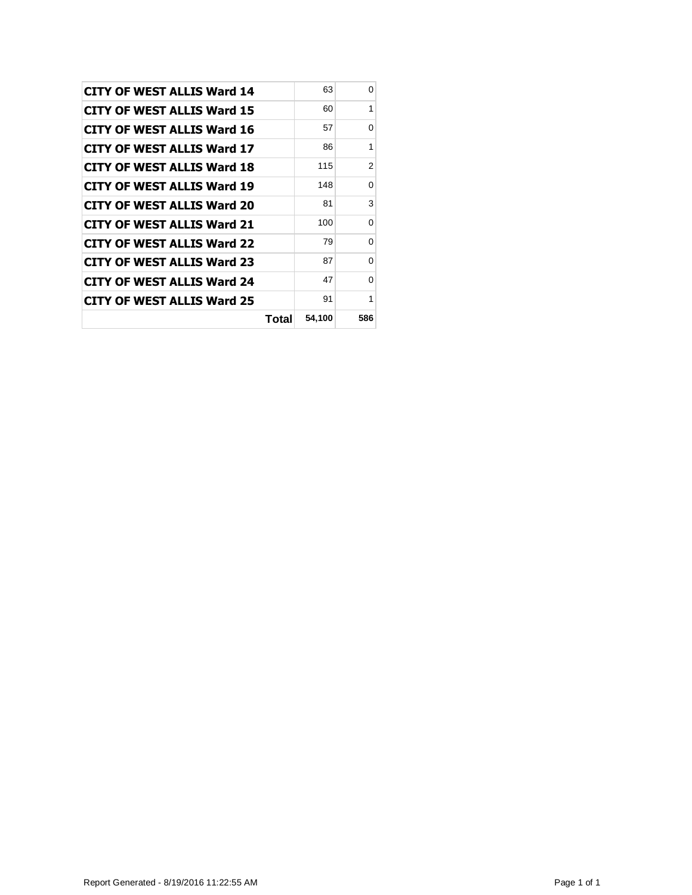| | | |
|---|---|---|
| **CITY OF WEST ALLIS Ward 14** | 63 | 0 |
| **CITY OF WEST ALLIS Ward 15** | 60 | 1 |
| **CITY OF WEST ALLIS Ward 16** | 57 | 0 |
| **CITY OF WEST ALLIS Ward 17** | 86 | 1 |
| **CITY OF WEST ALLIS Ward 18** | 115 | 2 |
| **CITY OF WEST ALLIS Ward 19** | 148 | 0 |
| **CITY OF WEST ALLIS Ward 20** | 81 | 3 |
| **CITY OF WEST ALLIS Ward 21** | 100 | 0 |
| **CITY OF WEST ALLIS Ward 22** | 79 | 0 |
| **CITY OF WEST ALLIS Ward 23** | 87 | 0 |
| **CITY OF WEST ALLIS Ward 24** | 47 | 0 |
| **CITY OF WEST ALLIS Ward 25** | 91 | 1 |
| **Total** | **54,100** | **586** |

Report Generated - 8/19/2016 11:22:55 AM